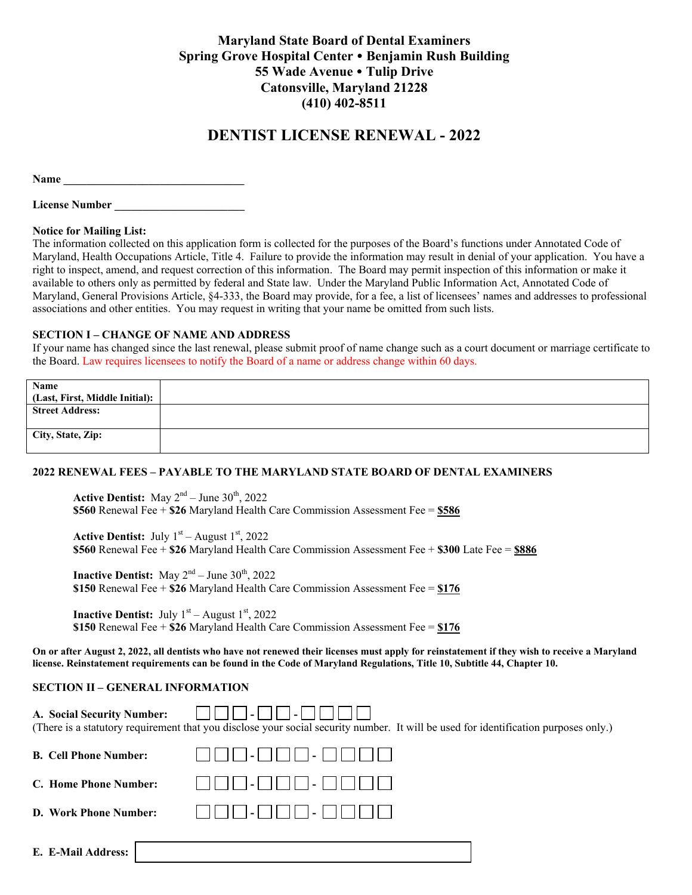**Maryland State Board of Dental Examiners**
**Spring Grove Hospital Center • Benjamin Rush Building**
**55 Wade Avenue • Tulip Drive**
**Catonsville, Maryland 21228**
**(410) 402-8511**

# DENTIST LICENSE RENEWAL - 2022

**Name** ________________________________

**License Number** ______________________

**Notice for Mailing List:**
The information collected on this application form is collected for the purposes of the Board's functions under Annotated Code of Maryland, Health Occupations Article, Title 4. Failure to provide the information may result in denial of your application. You have a right to inspect, amend, and request correction of this information. The Board may permit inspection of this information or make it available to others only as permitted by federal and State law. Under the Maryland Public Information Act, Annotated Code of Maryland, General Provisions Article, §4-333, the Board may provide, for a fee, a list of licensees' names and addresses to professional associations and other entities. You may request in writing that your name be omitted from such lists.

**SECTION I – CHANGE OF NAME AND ADDRESS**
If your name has changed since the last renewal, please submit proof of name change such as a court document or marriage certificate to the Board. Law requires licensees to notify the Board of a name or address change within 60 days.

| | |
|---|---|
| **Name (Last, First, Middle Initial):** | |
| **Street Address:** | |
| **City, State, Zip:** | |

**2022 RENEWAL FEES – PAYABLE TO THE MARYLAND STATE BOARD OF DENTAL EXAMINERS**

**Active Dentist:** May 2nd – June 30th, 2022
**$560** Renewal Fee + **$26** Maryland Health Care Commission Assessment Fee = **$586**

**Active Dentist:** July 1st – August 1st, 2022
**$560** Renewal Fee + **$26** Maryland Health Care Commission Assessment Fee + **$300** Late Fee = **$886**

**Inactive Dentist:** May 2nd – June 30th, 2022
**$150** Renewal Fee + **$26** Maryland Health Care Commission Assessment Fee = **$176**

**Inactive Dentist:** July 1st – August 1st, 2022
**$150** Renewal Fee + **$26** Maryland Health Care Commission Assessment Fee = **$176**

**On or after August 2, 2022, all dentists who have not renewed their licenses must apply for reinstatement if they wish to receive a Maryland license. Reinstatement requirements can be found in the Code of Maryland Regulations, Title 10, Subtitle 44, Chapter 10.**

**SECTION II – GENERAL INFORMATION**

**A. Social Security Number:** ☐☐☐-☐☐-☐☐☐☐
(There is a statutory requirement that you disclose your social security number. It will be used for identification purposes only.)

**B. Cell Phone Number:** ☐☐☐-☐☐☐-☐☐☐☐

**C. Home Phone Number:** ☐☐☐-☐☐☐-☐☐☐☐

**D. Work Phone Number:** ☐☐☐-☐☐☐-☐☐☐☐

**E. E-Mail Address:** ____________________________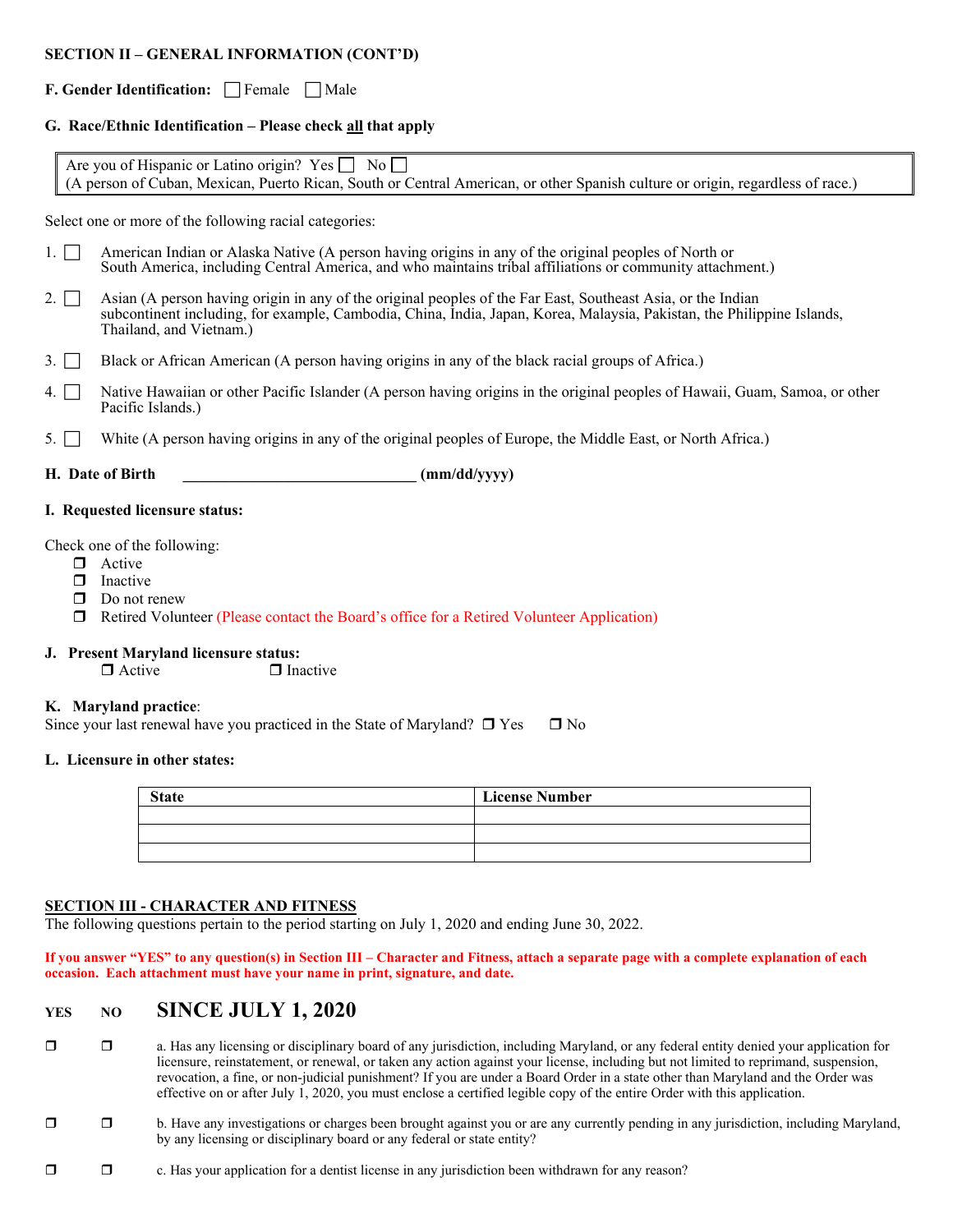**SECTION II – GENERAL INFORMATION (CONT'D)**

**F. Gender Identification:** ☐ Female ☐ Male

**G. Race/Ethnic Identification – Please check all that apply**

Are you of Hispanic or Latino origin? Yes ☐ No ☐
(A person of Cuban, Mexican, Puerto Rican, South or Central American, or other Spanish culture or origin, regardless of race.)

Select one or more of the following racial categories:

1. ☐ American Indian or Alaska Native (A person having origins in any of the original peoples of North or South America, including Central America, and who maintains tribal affiliations or community attachment.)
2. ☐ Asian (A person having origin in any of the original peoples of the Far East, Southeast Asia, or the Indian subcontinent including, for example, Cambodia, China, India, Japan, Korea, Malaysia, Pakistan, the Philippine Islands, Thailand, and Vietnam.)
3. ☐ Black or African American (A person having origins in any of the black racial groups of Africa.)
4. ☐ Native Hawaiian or other Pacific Islander (A person having origins in the original peoples of Hawaii, Guam, Samoa, or other Pacific Islands.)
5. ☐ White (A person having origins in any of the original peoples of Europe, the Middle East, or North Africa.)

**H. Date of Birth** ______________________________ **(mm/dd/yyyy)**

**I. Requested licensure status:**

Check one of the following:

- ☐ Active
- ☐ Inactive
- ☐ Do not renew
- ☐ Retired Volunteer (Please contact the Board's office for a Retired Volunteer Application)

**J. Present Maryland licensure status:**
☐ Active ☐ Inactive

**K. Maryland practice**:
Since your last renewal have you practiced in the State of Maryland? ☐ Yes ☐ No

**L. Licensure in other states:**

| State | License Number |
|---|---|
| | |
| | |
| | |

## SECTION III - CHARACTER AND FITNESS

The following questions pertain to the period starting on July 1, 2020 and ending June 30, 2022.

**If you answer "YES" to any question(s) in Section III – Character and Fitness, attach a separate page with a complete explanation of each occasion. Each attachment must have your name in print, signature, and date.**

| YES | NO | SINCE JULY 1, 2020 |
|---|---|---|
| ☐ | ☐ | a. Has any licensing or disciplinary board of any jurisdiction, including Maryland, or any federal entity denied your application for licensure, reinstatement, or renewal, or taken any action against your license, including but not limited to reprimand, suspension, revocation, a fine, or non-judicial punishment? If you are under a Board Order in a state other than Maryland and the Order was effective on or after July 1, 2020, you must enclose a certified legible copy of the entire Order with this application. |
| ☐ | ☐ | b. Have any investigations or charges been brought against you or are any currently pending in any jurisdiction, including Maryland, by any licensing or disciplinary board or any federal or state entity? |
| ☐ | ☐ | c. Has your application for a dentist license in any jurisdiction been withdrawn for any reason? |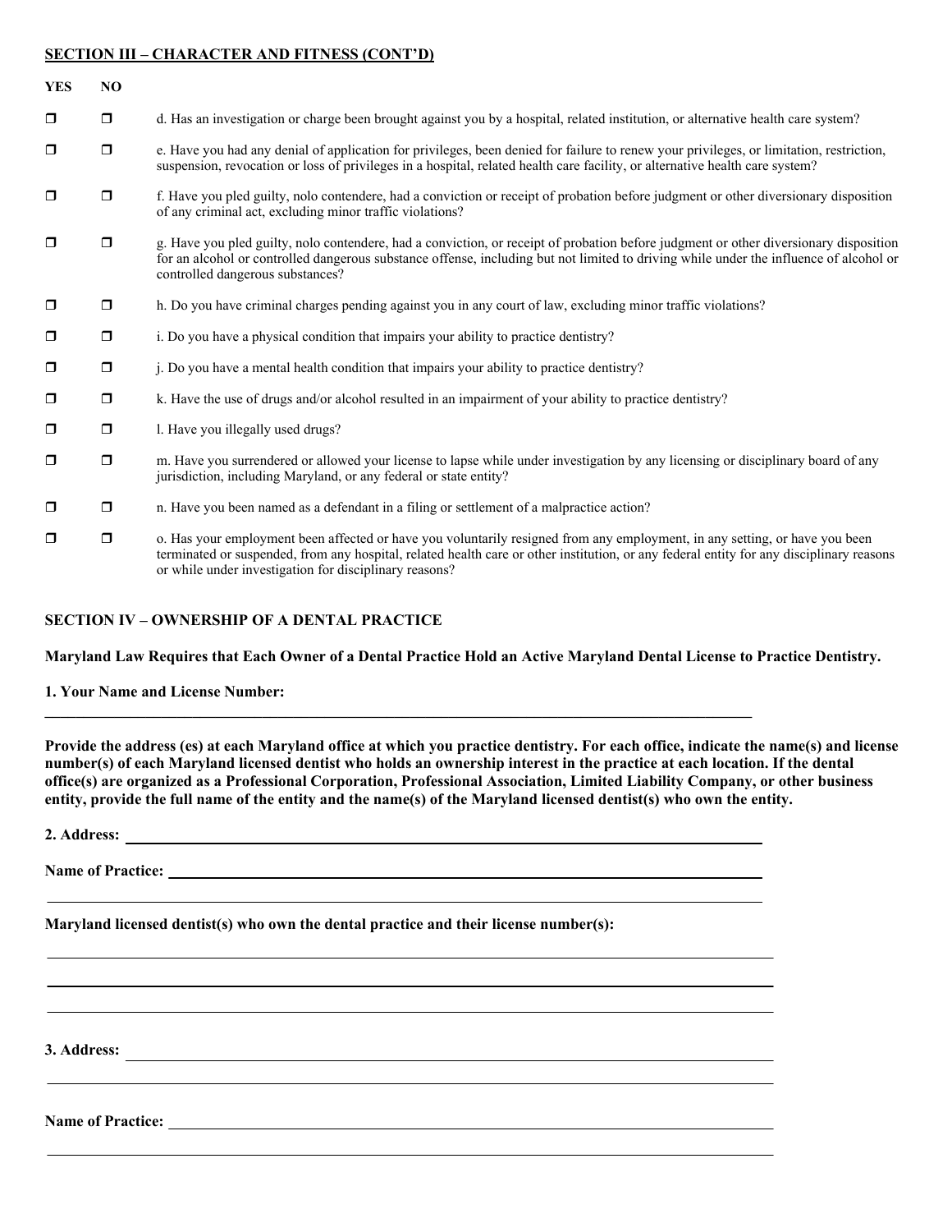**SECTION III – CHARACTER AND FITNESS (CONT'D)**

| YES | NO | |
|---|---|---|
| ☐ | ☐ | d. Has an investigation or charge been brought against you by a hospital, related institution, or alternative health care system? |
| ☐ | ☐ | e. Have you had any denial of application for privileges, been denied for failure to renew your privileges, or limitation, restriction, suspension, revocation or loss of privileges in a hospital, related health care facility, or alternative health care system? |
| ☐ | ☐ | f. Have you pled guilty, nolo contendere, had a conviction or receipt of probation before judgment or other diversionary disposition of any criminal act, excluding minor traffic violations? |
| ☐ | ☐ | g. Have you pled guilty, nolo contendere, had a conviction, or receipt of probation before judgment or other diversionary disposition for an alcohol or controlled dangerous substance offense, including but not limited to driving while under the influence of alcohol or controlled dangerous substances? |
| ☐ | ☐ | h. Do you have criminal charges pending against you in any court of law, excluding minor traffic violations? |
| ☐ | ☐ | i. Do you have a physical condition that impairs your ability to practice dentistry? |
| ☐ | ☐ | j. Do you have a mental health condition that impairs your ability to practice dentistry? |
| ☐ | ☐ | k. Have the use of drugs and/or alcohol resulted in an impairment of your ability to practice dentistry? |
| ☐ | ☐ | l. Have you illegally used drugs? |
| ☐ | ☐ | m. Have you surrendered or allowed your license to lapse while under investigation by any licensing or disciplinary board of any jurisdiction, including Maryland, or any federal or state entity? |
| ☐ | ☐ | n. Have you been named as a defendant in a filing or settlement of a malpractice action? |
| ☐ | ☐ | o. Has your employment been affected or have you voluntarily resigned from any employment, in any setting, or have you been terminated or suspended, from any hospital, related health care or other institution, or any federal entity for any disciplinary reasons or while under investigation for disciplinary reasons? |

**SECTION IV – OWNERSHIP OF A DENTAL PRACTICE**

**Maryland Law Requires that Each Owner of a Dental Practice Hold an Active Maryland Dental License to Practice Dentistry.**

**1. Your Name and License Number:**

________________________________________________________________________________

**Provide the address (es) at each Maryland office at which you practice dentistry. For each office, indicate the name(s) and license number(s) of each Maryland licensed dentist who holds an ownership interest in the practice at each location. If the dental office(s) are organized as a Professional Corporation, Professional Association, Limited Liability Company, or other business entity, provide the full name of the entity and the name(s) of the Maryland licensed dentist(s) who own the entity.**

**2. Address:** ________________________________________________________________

**Name of Practice:** ________________________________________________________________

________________________________________________________________________________

**Maryland licensed dentist(s) who own the dental practice and their license number(s):**

________________________________________________________________________________

________________________________________________________________________________

________________________________________________________________________________

**3. Address:** ________________________________________________________________

________________________________________________________________________________

**Name of Practice:** ________________________________________________________________

________________________________________________________________________________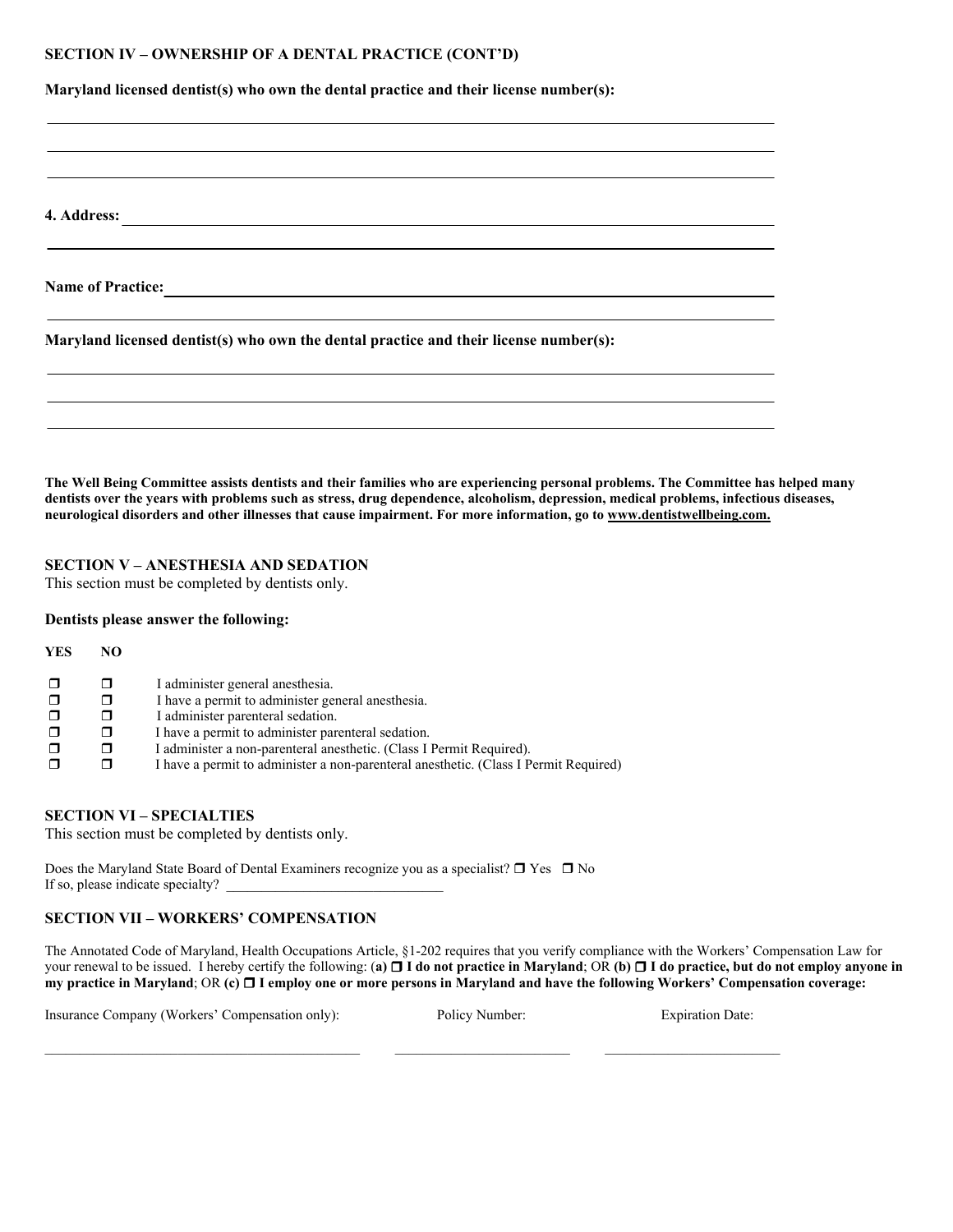**SECTION IV – OWNERSHIP OF A DENTAL PRACTICE (CONT'D)**

**Maryland licensed dentist(s) who own the dental practice and their license number(s):**

______________________________________________________________________________

______________________________________________________________________________

______________________________________________________________________________

**4. Address:** ______________________________________________________________

______________________________________________________________________________

**Name of Practice:** ________________________________________________________

______________________________________________________________________________

**Maryland licensed dentist(s) who own the dental practice and their license number(s):**

______________________________________________________________________________

______________________________________________________________________________

______________________________________________________________________________

**The Well Being Committee assists dentists and their families who are experiencing personal problems. The Committee has helped many dentists over the years with problems such as stress, drug dependence, alcoholism, depression, medical problems, infectious diseases, neurological disorders and other illnesses that cause impairment. For more information, go to www.dentistwellbeing.com.**

**SECTION V – ANESTHESIA AND SEDATION**

This section must be completed by dentists only.

**Dentists please answer the following:**

| YES | NO | |
|---|---|---|
| ❐ | ❐ | I administer general anesthesia. |
| ❐ | ❐ | I have a permit to administer general anesthesia. |
| ❐ | ❐ | I administer parenteral sedation. |
| ❐ | ❐ | I have a permit to administer parenteral sedation. |
| ❐ | ❐ | I administer a non-parenteral anesthetic. (Class I Permit Required). |
| ❐ | ❐ | I have a permit to administer a non-parenteral anesthetic. (Class I Permit Required) |

**SECTION VI – SPECIALTIES**

This section must be completed by dentists only.

Does the Maryland State Board of Dental Examiners recognize you as a specialist? ❐ Yes ❐ No
If so, please indicate specialty? ______________________________

**SECTION VII – WORKERS' COMPENSATION**

The Annotated Code of Maryland, Health Occupations Article, §1-202 requires that you verify compliance with the Workers' Compensation Law for your renewal to be issued. I hereby certify the following: (**a) ❐ I do not practice in Maryland**; OR **(b) ❐ I do practice, but do not employ anyone in my practice in Maryland**; OR **(c) ❐ I employ one or more persons in Maryland and have the following Workers' Compensation coverage:**

| Insurance Company (Workers' Compensation only): | Policy Number: | Expiration Date: |
|---|---|---|
| ______________________________ | ____________________ | ____________________ |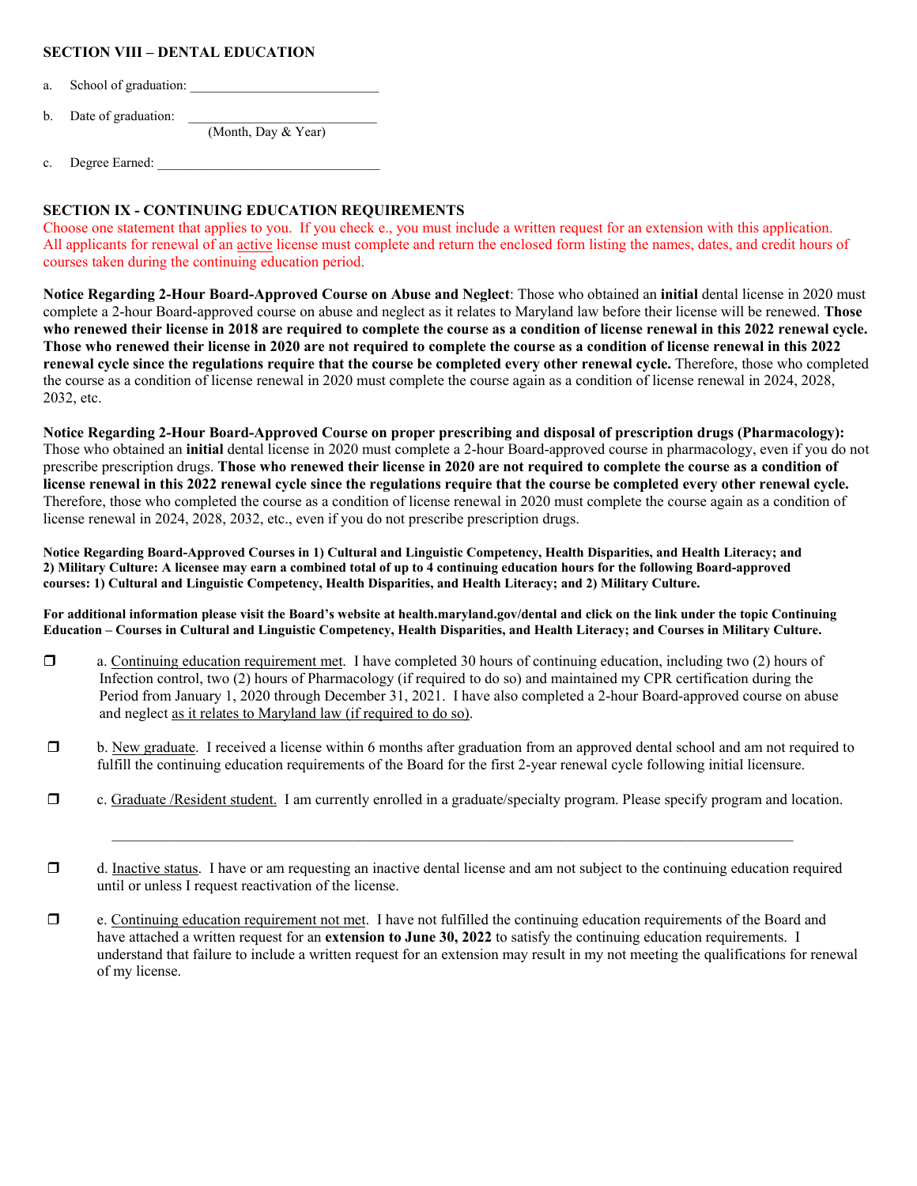## SECTION VIII – DENTAL EDUCATION

a. School of graduation: ___________________________

b. Date of graduation: ___________________________
(Month, Day & Year)

c. Degree Earned: ________________________________

## SECTION IX - CONTINUING EDUCATION REQUIREMENTS

Choose one statement that applies to you. If you check e., you must include a written request for an extension with this application. All applicants for renewal of an active license must complete and return the enclosed form listing the names, dates, and credit hours of courses taken during the continuing education period.

**Notice Regarding 2-Hour Board-Approved Course on Abuse and Neglect**: Those who obtained an **initial** dental license in 2020 must complete a 2-hour Board-approved course on abuse and neglect as it relates to Maryland law before their license will be renewed. **Those who renewed their license in 2018 are required to complete the course as a condition of license renewal in this 2022 renewal cycle. Those who renewed their license in 2020 are not required to complete the course as a condition of license renewal in this 2022 renewal cycle since the regulations require that the course be completed every other renewal cycle.** Therefore, those who completed the course as a condition of license renewal in 2020 must complete the course again as a condition of license renewal in 2024, 2028, 2032, etc.

**Notice Regarding 2-Hour Board-Approved Course on proper prescribing and disposal of prescription drugs (Pharmacology):** Those who obtained an **initial** dental license in 2020 must complete a 2-hour Board-approved course in pharmacology, even if you do not prescribe prescription drugs. **Those who renewed their license in 2020 are not required to complete the course as a condition of license renewal in this 2022 renewal cycle since the regulations require that the course be completed every other renewal cycle.** Therefore, those who completed the course as a condition of license renewal in 2020 must complete the course again as a condition of license renewal in 2024, 2028, 2032, etc., even if you do not prescribe prescription drugs.

**Notice Regarding Board-Approved Courses in 1) Cultural and Linguistic Competency, Health Disparities, and Health Literacy; and 2) Military Culture: A licensee may earn a combined total of up to 4 continuing education hours for the following Board-approved courses: 1) Cultural and Linguistic Competency, Health Disparities, and Health Literacy; and 2) Military Culture.**

**For additional information please visit the Board's website at health.maryland.gov/dental and click on the link under the topic Continuing Education – Courses in Cultural and Linguistic Competency, Health Disparities, and Health Literacy; and Courses in Military Culture.**

❒ a. Continuing education requirement met. I have completed 30 hours of continuing education, including two (2) hours of Infection control, two (2) hours of Pharmacology (if required to do so) and maintained my CPR certification during the Period from January 1, 2020 through December 31, 2021. I have also completed a 2-hour Board-approved course on abuse and neglect as it relates to Maryland law (if required to do so).

❒ b. New graduate. I received a license within 6 months after graduation from an approved dental school and am not required to fulfill the continuing education requirements of the Board for the first 2-year renewal cycle following initial licensure.

❒ c. Graduate /Resident student. I am currently enrolled in a graduate/specialty program. Please specify program and location.

_______________________________________________________________________________________

❒ d. Inactive status. I have or am requesting an inactive dental license and am not subject to the continuing education required until or unless I request reactivation of the license.

❒ e. Continuing education requirement not met. I have not fulfilled the continuing education requirements of the Board and have attached a written request for an **extension to June 30, 2022** to satisfy the continuing education requirements. I understand that failure to include a written request for an extension may result in my not meeting the qualifications for renewal of my license.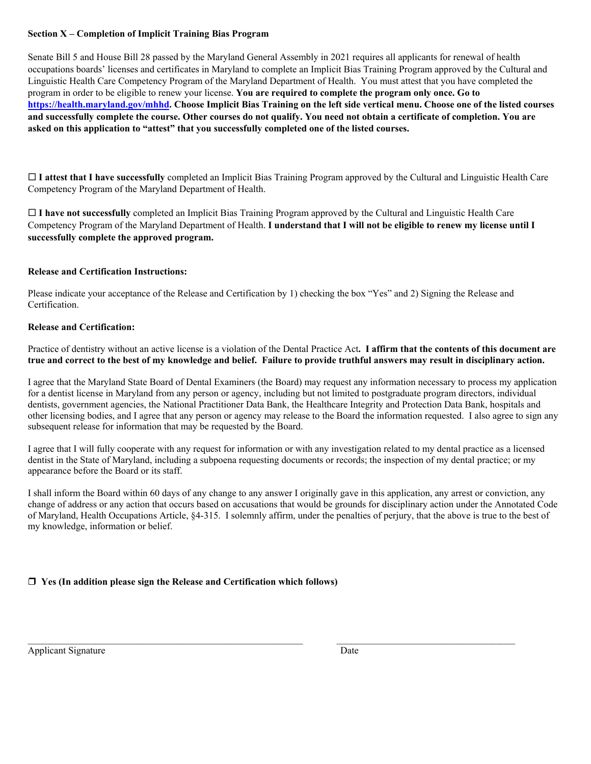**Section X – Completion of Implicit Training Bias Program**

Senate Bill 5 and House Bill 28 passed by the Maryland General Assembly in 2021 requires all applicants for renewal of health occupations boards' licenses and certificates in Maryland to complete an Implicit Bias Training Program approved by the Cultural and Linguistic Health Care Competency Program of the Maryland Department of Health. You must attest that you have completed the program in order to be eligible to renew your license. **You are required to complete the program only once. Go to [https://health.maryland.gov/mhhd](https://health.maryland.gov/mhhd). Choose Implicit Bias Training on the left side vertical menu. Choose one of the listed courses and successfully complete the course. Other courses do not qualify. You need not obtain a certificate of completion. You are asked on this application to "attest" that you successfully completed one of the listed courses.**

☐ **I attest that I have successfully** completed an Implicit Bias Training Program approved by the Cultural and Linguistic Health Care Competency Program of the Maryland Department of Health.

☐ **I have not successfully** completed an Implicit Bias Training Program approved by the Cultural and Linguistic Health Care Competency Program of the Maryland Department of Health. **I understand that I will not be eligible to renew my license until I successfully complete the approved program.**

**Release and Certification Instructions:**

Please indicate your acceptance of the Release and Certification by 1) checking the box "Yes" and 2) Signing the Release and Certification.

**Release and Certification:**

Practice of dentistry without an active license is a violation of the Dental Practice Act**. I affirm that the contents of this document are true and correct to the best of my knowledge and belief. Failure to provide truthful answers may result in disciplinary action.**

I agree that the Maryland State Board of Dental Examiners (the Board) may request any information necessary to process my application for a dentist license in Maryland from any person or agency, including but not limited to postgraduate program directors, individual dentists, government agencies, the National Practitioner Data Bank, the Healthcare Integrity and Protection Data Bank, hospitals and other licensing bodies, and I agree that any person or agency may release to the Board the information requested. I also agree to sign any subsequent release for information that may be requested by the Board.

I agree that I will fully cooperate with any request for information or with any investigation related to my dental practice as a licensed dentist in the State of Maryland, including a subpoena requesting documents or records; the inspection of my dental practice; or my appearance before the Board or its staff.

I shall inform the Board within 60 days of any change to any answer I originally gave in this application, any arrest or conviction, any change of address or any action that occurs based on accusations that would be grounds for disciplinary action under the Annotated Code of Maryland, Health Occupations Article, §4-315. I solemnly affirm, under the penalties of perjury, that the above is true to the best of my knowledge, information or belief.

☐ **Yes (In addition please sign the Release and Certification which follows)**

\_\_\_\_\_\_\_\_\_\_\_\_\_\_\_\_\_\_\_\_\_\_\_\_\_\_\_\_\_\_\_\_\_\_\_\_\_\_\_\_ \_\_\_\_\_\_\_\_\_\_\_\_\_\_\_\_\_\_\_\_\_\_\_\_\_\_\_\_

Applicant Signature Date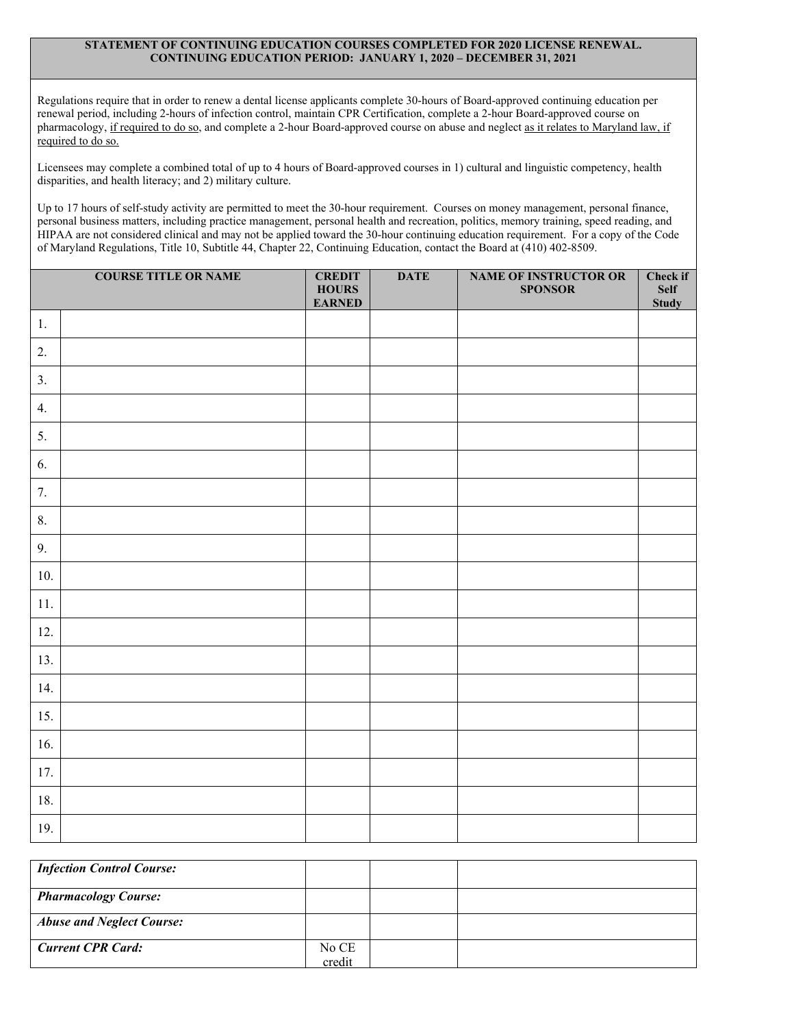**STATEMENT OF CONTINUING EDUCATION COURSES COMPLETED FOR 2020 LICENSE RENEWAL.**
**CONTINUING EDUCATION PERIOD: JANUARY 1, 2020 – DECEMBER 31, 2021**

Regulations require that in order to renew a dental license applicants complete 30-hours of Board-approved continuing education per renewal period, including 2-hours of infection control, maintain CPR Certification, complete a 2-hour Board-approved course on pharmacology, <u>if required to do so</u>, and complete a 2-hour Board-approved course on abuse and neglect <u>as it relates to Maryland law, if required to do so.</u>

Licensees may complete a combined total of up to 4 hours of Board-approved courses in 1) cultural and linguistic competency, health disparities, and health literacy; and 2) military culture.

Up to 17 hours of self-study activity are permitted to meet the 30-hour requirement. Courses on money management, personal finance, personal business matters, including practice management, personal health and recreation, politics, memory training, speed reading, and HIPAA are not considered clinical and may not be applied toward the 30-hour continuing education requirement. For a copy of the Code of Maryland Regulations, Title 10, Subtitle 44, Chapter 22, Continuing Education, contact the Board at (410) 402-8509.

| | COURSE TITLE OR NAME | CREDIT HOURS EARNED | DATE | NAME OF INSTRUCTOR OR SPONSOR | Check if Self Study |
|---|---|---|---|---|---|
| 1. | | | | | |
| 2. | | | | | |
| 3. | | | | | |
| 4. | | | | | |
| 5. | | | | | |
| 6. | | | | | |
| 7. | | | | | |
| 8. | | | | | |
| 9. | | | | | |
| 10. | | | | | |
| 11. | | | | | |
| 12. | | | | | |
| 13. | | | | | |
| 14. | | | | | |
| 15. | | | | | |
| 16. | | | | | |
| 17. | | | | | |
| 18. | | | | | |
| 19. | | | | | |

| | | | |
|---|---|---|---|
| ***Infection Control Course:*** | | | |
| ***Pharmacology Course:*** | | | |
| ***Abuse and Neglect Course:*** | | | |
| ***Current CPR Card:*** | No CE credit | | |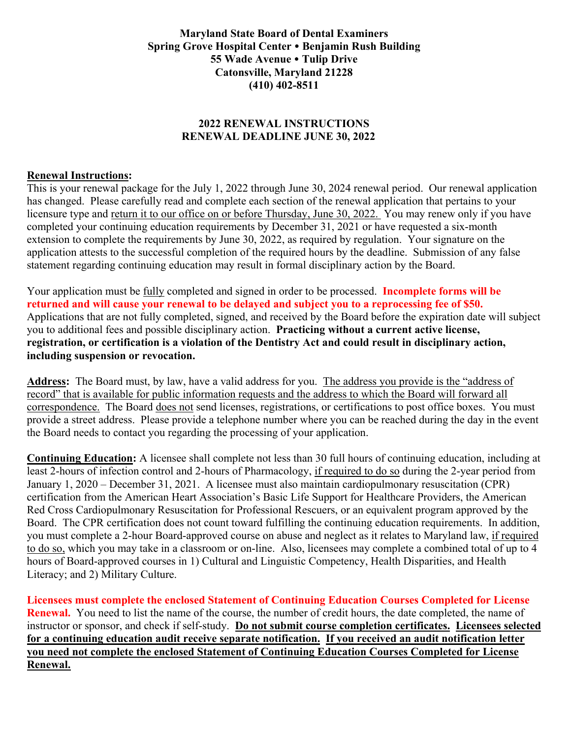**Maryland State Board of Dental Examiners**
**Spring Grove Hospital Center • Benjamin Rush Building**
**55 Wade Avenue • Tulip Drive**
**Catonsville, Maryland 21228**
**(410) 402-8511**

## 2022 RENEWAL INSTRUCTIONS
## RENEWAL DEADLINE JUNE 30, 2022

**Renewal Instructions:**
This is your renewal package for the July 1, 2022 through June 30, 2024 renewal period. Our renewal application has changed. Please carefully read and complete each section of the renewal application that pertains to your licensure type and return it to our office on or before Thursday, June 30, 2022. You may renew only if you have completed your continuing education requirements by December 31, 2021 or have requested a six-month extension to complete the requirements by June 30, 2022, as required by regulation. Your signature on the application attests to the successful completion of the required hours by the deadline. Submission of any false statement regarding continuing education may result in formal disciplinary action by the Board.

Your application must be fully completed and signed in order to be processed. **Incomplete forms will be returned and will cause your renewal to be delayed and subject you to a reprocessing fee of $50.** Applications that are not fully completed, signed, and received by the Board before the expiration date will subject you to additional fees and possible disciplinary action. **Practicing without a current active license, registration, or certification is a violation of the Dentistry Act and could result in disciplinary action, including suspension or revocation.**

**Address:** The Board must, by law, have a valid address for you. The address you provide is the "address of record" that is available for public information requests and the address to which the Board will forward all correspondence. The Board does not send licenses, registrations, or certifications to post office boxes. You must provide a street address. Please provide a telephone number where you can be reached during the day in the event the Board needs to contact you regarding the processing of your application.

**Continuing Education:** A licensee shall complete not less than 30 full hours of continuing education, including at least 2-hours of infection control and 2-hours of Pharmacology, if required to do so during the 2-year period from January 1, 2020 – December 31, 2021. A licensee must also maintain cardiopulmonary resuscitation (CPR) certification from the American Heart Association's Basic Life Support for Healthcare Providers, the American Red Cross Cardiopulmonary Resuscitation for Professional Rescuers, or an equivalent program approved by the Board. The CPR certification does not count toward fulfilling the continuing education requirements. In addition, you must complete a 2-hour Board-approved course on abuse and neglect as it relates to Maryland law, if required to do so, which you may take in a classroom or on-line. Also, licensees may complete a combined total of up to 4 hours of Board-approved courses in 1) Cultural and Linguistic Competency, Health Disparities, and Health Literacy; and 2) Military Culture.

**Licensees must complete the enclosed Statement of Continuing Education Courses Completed for License Renewal.** You need to list the name of the course, the number of credit hours, the date completed, the name of instructor or sponsor, and check if self-study. **Do not submit course completion certificates. Licensees selected for a continuing education audit receive separate notification. If you received an audit notification letter you need not complete the enclosed Statement of Continuing Education Courses Completed for License Renewal.**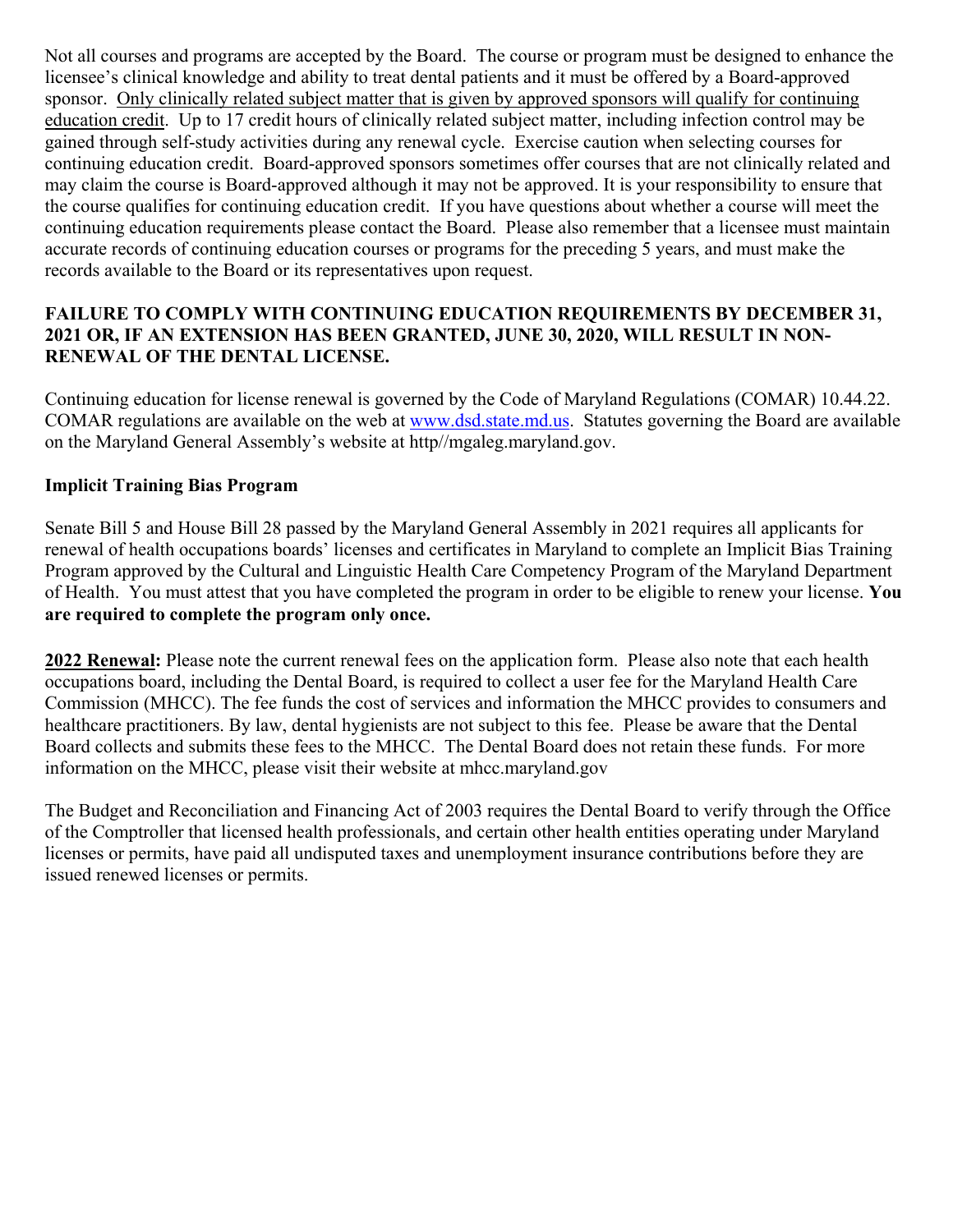Not all courses and programs are accepted by the Board. The course or program must be designed to enhance the licensee's clinical knowledge and ability to treat dental patients and it must be offered by a Board-approved sponsor. Only clinically related subject matter that is given by approved sponsors will qualify for continuing education credit. Up to 17 credit hours of clinically related subject matter, including infection control may be gained through self-study activities during any renewal cycle. Exercise caution when selecting courses for continuing education credit. Board-approved sponsors sometimes offer courses that are not clinically related and may claim the course is Board-approved although it may not be approved. It is your responsibility to ensure that the course qualifies for continuing education credit. If you have questions about whether a course will meet the continuing education requirements please contact the Board. Please also remember that a licensee must maintain accurate records of continuing education courses or programs for the preceding 5 years, and must make the records available to the Board or its representatives upon request.

**FAILURE TO COMPLY WITH CONTINUING EDUCATION REQUIREMENTS BY DECEMBER 31, 2021 OR, IF AN EXTENSION HAS BEEN GRANTED, JUNE 30, 2020, WILL RESULT IN NON-RENEWAL OF THE DENTAL LICENSE.**

Continuing education for license renewal is governed by the Code of Maryland Regulations (COMAR) 10.44.22. COMAR regulations are available on the web at www.dsd.state.md.us. Statutes governing the Board are available on the Maryland General Assembly's website at http//mgaleg.maryland.gov.

**Implicit Training Bias Program**

Senate Bill 5 and House Bill 28 passed by the Maryland General Assembly in 2021 requires all applicants for renewal of health occupations boards' licenses and certificates in Maryland to complete an Implicit Bias Training Program approved by the Cultural and Linguistic Health Care Competency Program of the Maryland Department of Health. You must attest that you have completed the program in order to be eligible to renew your license. **You are required to complete the program only once.**

**2022 Renewal:** Please note the current renewal fees on the application form. Please also note that each health occupations board, including the Dental Board, is required to collect a user fee for the Maryland Health Care Commission (MHCC). The fee funds the cost of services and information the MHCC provides to consumers and healthcare practitioners. By law, dental hygienists are not subject to this fee. Please be aware that the Dental Board collects and submits these fees to the MHCC. The Dental Board does not retain these funds. For more information on the MHCC, please visit their website at mhcc.maryland.gov

The Budget and Reconciliation and Financing Act of 2003 requires the Dental Board to verify through the Office of the Comptroller that licensed health professionals, and certain other health entities operating under Maryland licenses or permits, have paid all undisputed taxes and unemployment insurance contributions before they are issued renewed licenses or permits.